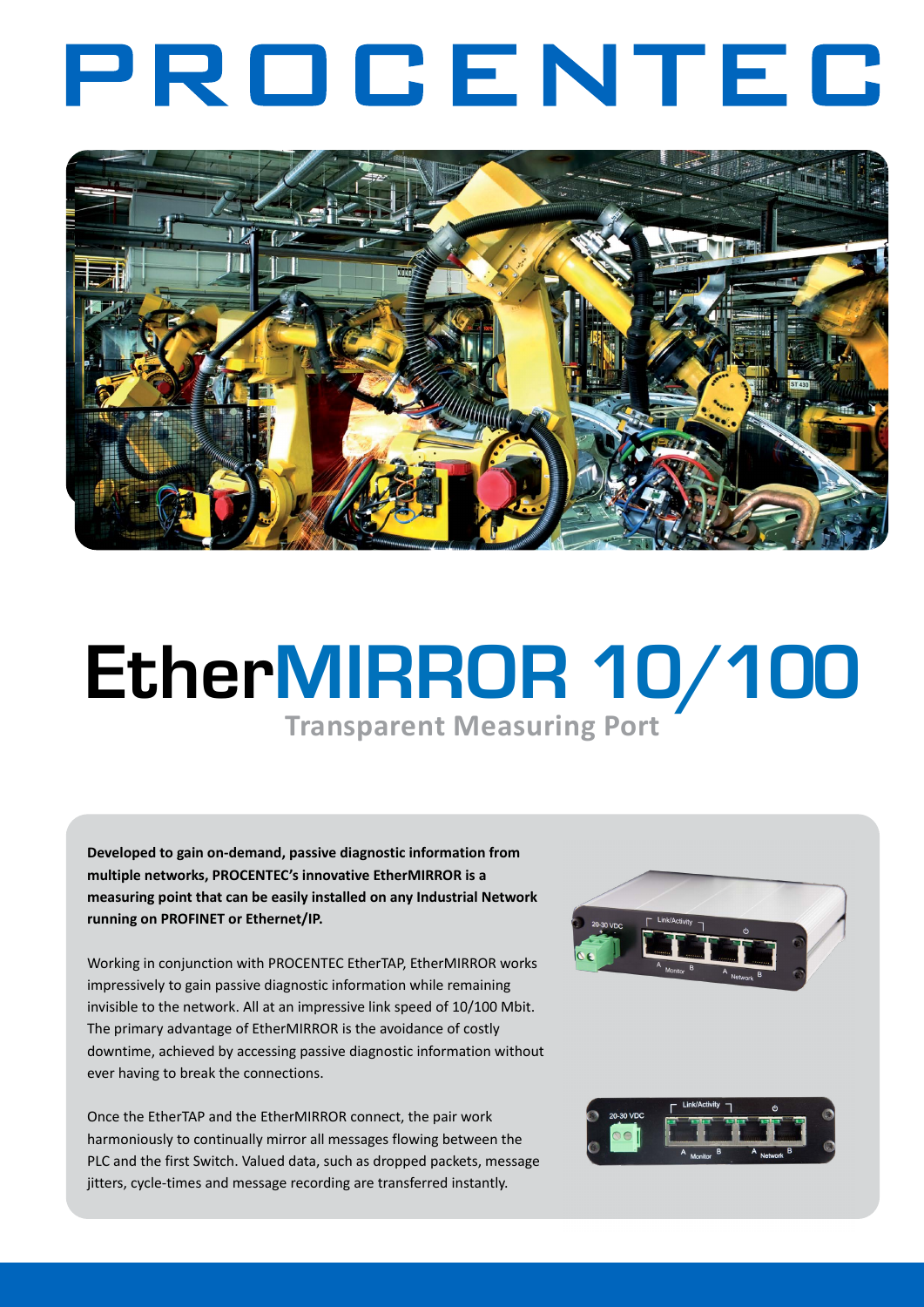# PROCENTEC

# EtherMIRROR 10/100

## Transparent Measuring Port

**Developed to gain on-demand, passive diagnostic information from multiple networks, PROCENTEC's innovative EtherMIRROR is a measuring point that can be easily installed on any Industrial Network running on PROFINET or Ethernet/IP.**

Working in conjunction with PROCENTEC EtherTAP, EtherMIRROR works impressively to gain passive diagnostic information while remaining invisible to the network. All at an impressive link speed of 10/100 Mbit. The primary advantage of EtherMIRROR is the avoidance of costly downtime, achieved by accessing passive diagnostic information without ever having to break the connections.

Once the EtherTAP and the EtherMIRROR connect, the pair work harmoniously to continually mirror all messages flowing between the PLC and the first Switch. Valued data, such as dropped packets, message jitters, cycle-times and message recording are transferred instantly.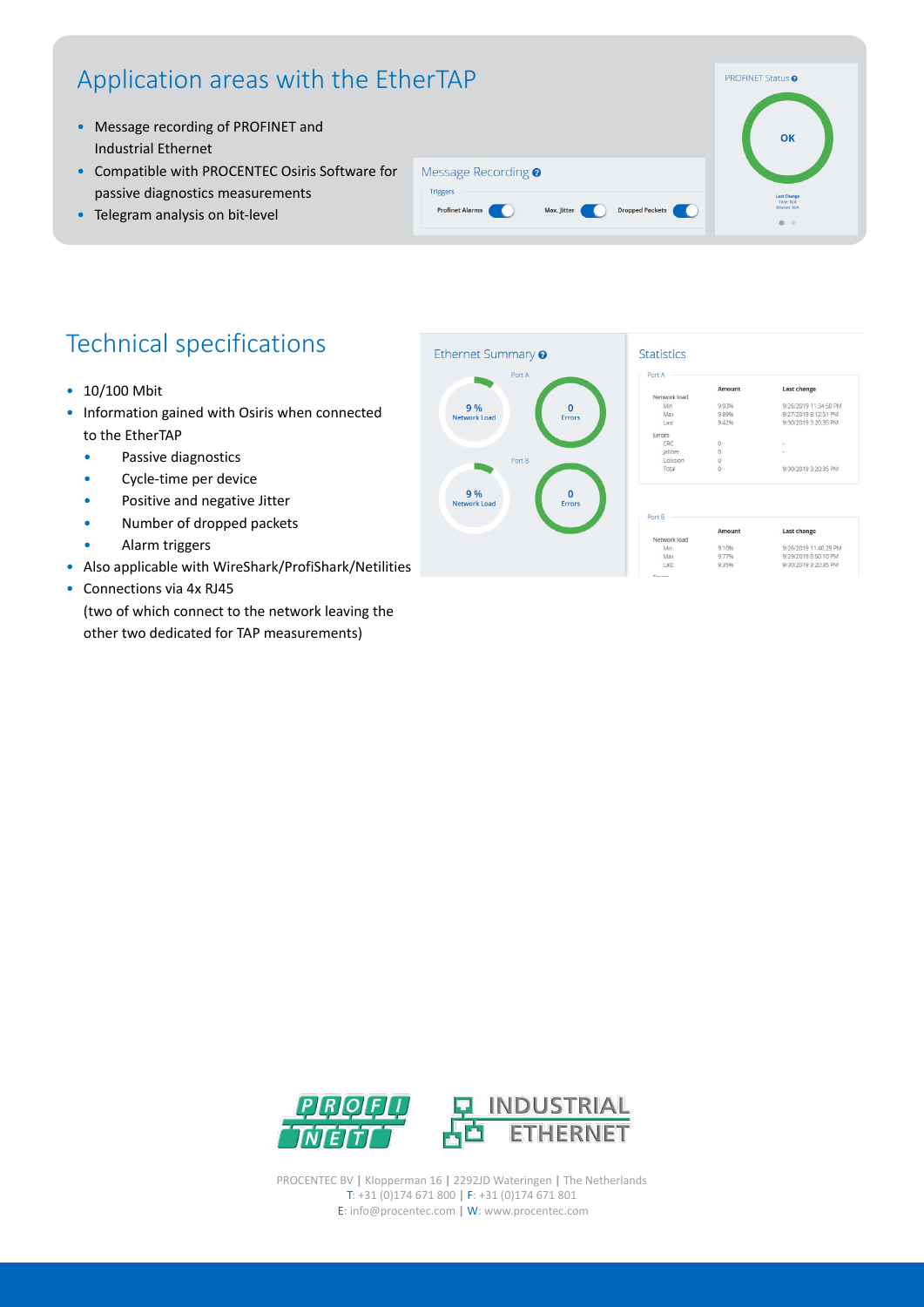## Application areas with the EtherTAP

- Message recording of PROFINET and Industrial Ethernet
- Compatible with PROCENTEC Osiris Software for passive diagnostics measurements
- Telegram analysis on bit-level

## Technical specifications

- 10/100 Mbit
- Information gained with Osiris when connected to the EtherTAP
  - Passive diagnostics
  - Cycle-time per device
  - Positive and negative Jitter
  - Number of dropped packets
  - Alarm triggers
- Also applicable with WireShark/ProfiShark/Netilities
- Connections via 4x RJ45 (two of which connect to the network leaving the other two dedicated for TAP measurements)

PROCENTEC BV | Klopperman 16 | 2292JD Wateringen | The Netherlands
T: +31 (0)174 671 800 | F: +31 (0)174 671 801
E: info@procentec.com | W: www.procentec.com